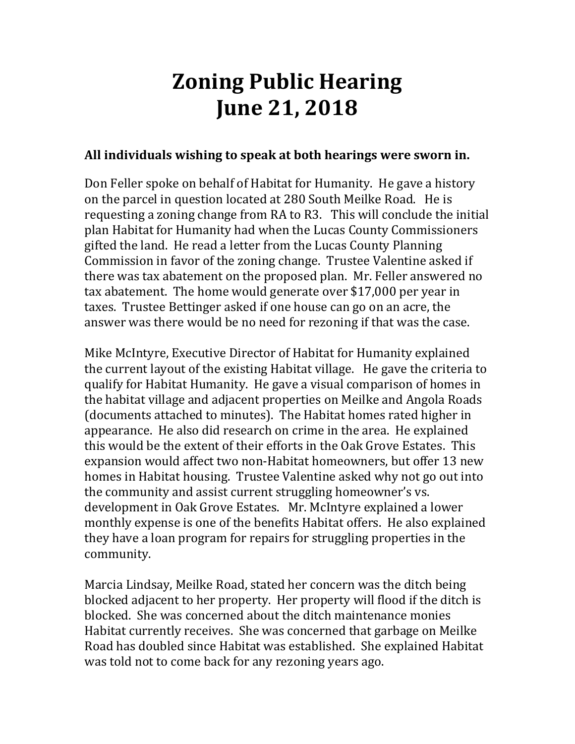# Zoning Public Hearing
# June 21, 2018

**All individuals wishing to speak at both hearings were sworn in.**

Don Feller spoke on behalf of Habitat for Humanity. He gave a history on the parcel in question located at 280 South Meilke Road. He is requesting a zoning change from RA to R3. This will conclude the initial plan Habitat for Humanity had when the Lucas County Commissioners gifted the land. He read a letter from the Lucas County Planning Commission in favor of the zoning change. Trustee Valentine asked if there was tax abatement on the proposed plan. Mr. Feller answered no tax abatement. The home would generate over $17,000 per year in taxes. Trustee Bettinger asked if one house can go on an acre, the answer was there would be no need for rezoning if that was the case.

Mike McIntyre, Executive Director of Habitat for Humanity explained the current layout of the existing Habitat village. He gave the criteria to qualify for Habitat Humanity. He gave a visual comparison of homes in the habitat village and adjacent properties on Meilke and Angola Roads (documents attached to minutes). The Habitat homes rated higher in appearance. He also did research on crime in the area. He explained this would be the extent of their efforts in the Oak Grove Estates. This expansion would affect two non-Habitat homeowners, but offer 13 new homes in Habitat housing. Trustee Valentine asked why not go out into the community and assist current struggling homeowner's vs. development in Oak Grove Estates. Mr. McIntyre explained a lower monthly expense is one of the benefits Habitat offers. He also explained they have a loan program for repairs for struggling properties in the community.

Marcia Lindsay, Meilke Road, stated her concern was the ditch being blocked adjacent to her property. Her property will flood if the ditch is blocked. She was concerned about the ditch maintenance monies Habitat currently receives. She was concerned that garbage on Meilke Road has doubled since Habitat was established. She explained Habitat was told not to come back for any rezoning years ago.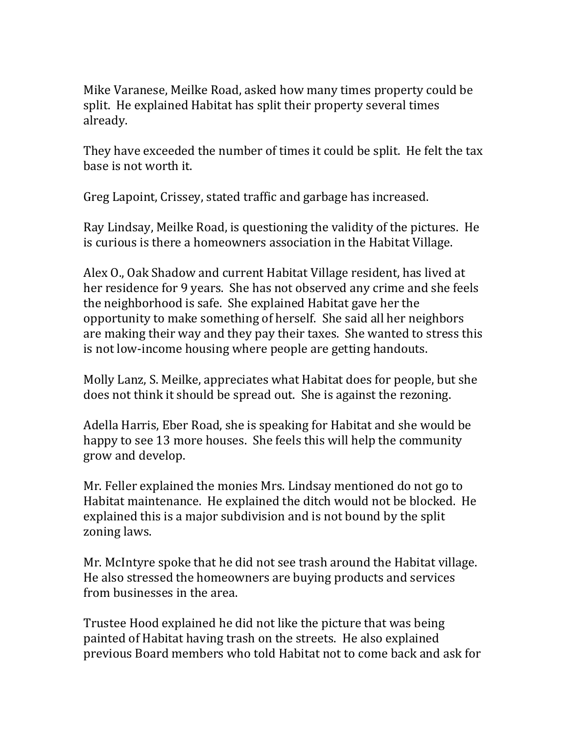Mike Varanese, Meilke Road, asked how many times property could be split. He explained Habitat has split their property several times already.

They have exceeded the number of times it could be split. He felt the tax base is not worth it.

Greg Lapoint, Crissey, stated traffic and garbage has increased.

Ray Lindsay, Meilke Road, is questioning the validity of the pictures. He is curious is there a homeowners association in the Habitat Village.

Alex O., Oak Shadow and current Habitat Village resident, has lived at her residence for 9 years. She has not observed any crime and she feels the neighborhood is safe. She explained Habitat gave her the opportunity to make something of herself. She said all her neighbors are making their way and they pay their taxes. She wanted to stress this is not low-income housing where people are getting handouts.

Molly Lanz, S. Meilke, appreciates what Habitat does for people, but she does not think it should be spread out. She is against the rezoning.

Adella Harris, Eber Road, she is speaking for Habitat and she would be happy to see 13 more houses. She feels this will help the community grow and develop.

Mr. Feller explained the monies Mrs. Lindsay mentioned do not go to Habitat maintenance. He explained the ditch would not be blocked. He explained this is a major subdivision and is not bound by the split zoning laws.

Mr. McIntyre spoke that he did not see trash around the Habitat village. He also stressed the homeowners are buying products and services from businesses in the area.

Trustee Hood explained he did not like the picture that was being painted of Habitat having trash on the streets. He also explained previous Board members who told Habitat not to come back and ask for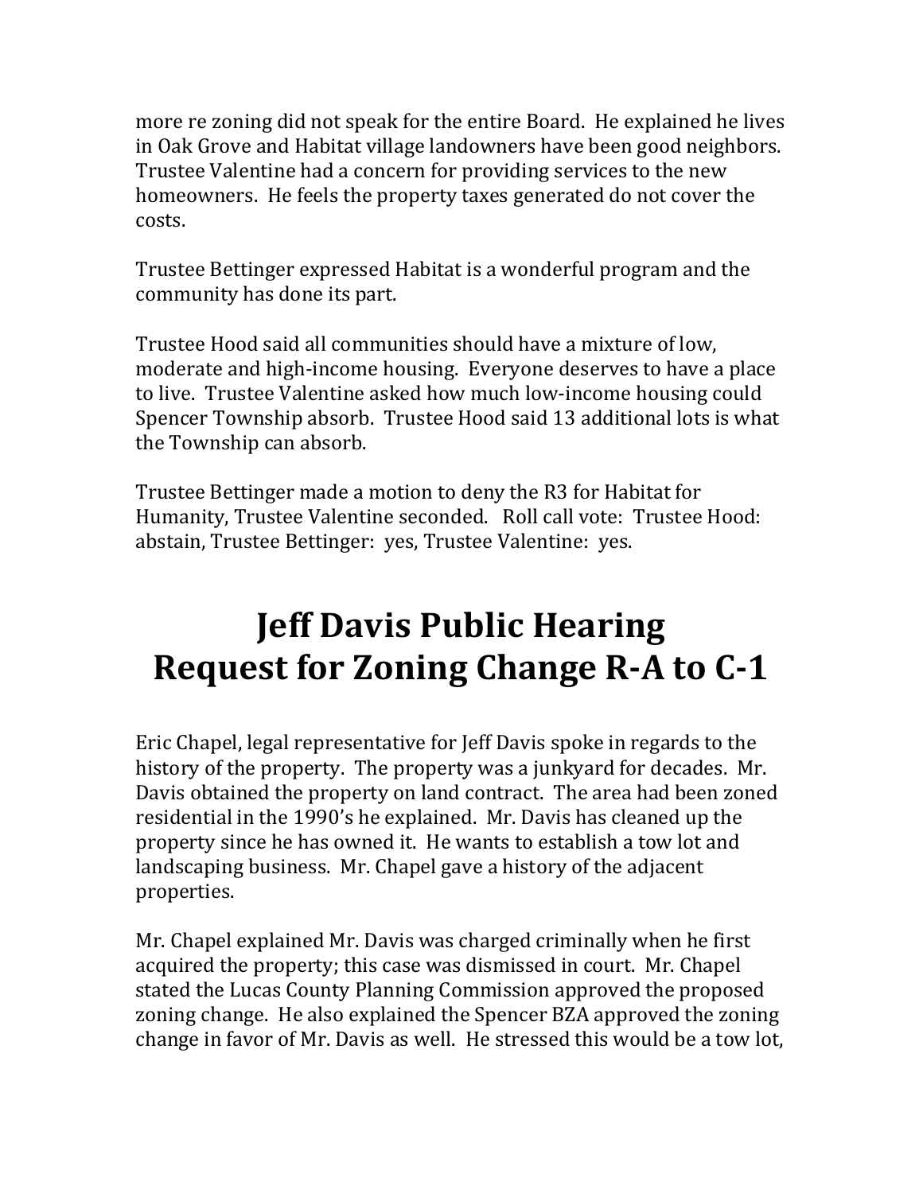more re zoning did not speak for the entire Board. He explained he lives in Oak Grove and Habitat village landowners have been good neighbors. Trustee Valentine had a concern for providing services to the new homeowners. He feels the property taxes generated do not cover the costs.

Trustee Bettinger expressed Habitat is a wonderful program and the community has done its part.

Trustee Hood said all communities should have a mixture of low, moderate and high-income housing. Everyone deserves to have a place to live. Trustee Valentine asked how much low-income housing could Spencer Township absorb. Trustee Hood said 13 additional lots is what the Township can absorb.

Trustee Bettinger made a motion to deny the R3 for Habitat for Humanity, Trustee Valentine seconded. Roll call vote: Trustee Hood: abstain, Trustee Bettinger: yes, Trustee Valentine: yes.

# Jeff Davis Public Hearing
# Request for Zoning Change R-A to C-1

Eric Chapel, legal representative for Jeff Davis spoke in regards to the history of the property. The property was a junkyard for decades. Mr. Davis obtained the property on land contract. The area had been zoned residential in the 1990's he explained. Mr. Davis has cleaned up the property since he has owned it. He wants to establish a tow lot and landscaping business. Mr. Chapel gave a history of the adjacent properties.

Mr. Chapel explained Mr. Davis was charged criminally when he first acquired the property; this case was dismissed in court. Mr. Chapel stated the Lucas County Planning Commission approved the proposed zoning change. He also explained the Spencer BZA approved the zoning change in favor of Mr. Davis as well. He stressed this would be a tow lot,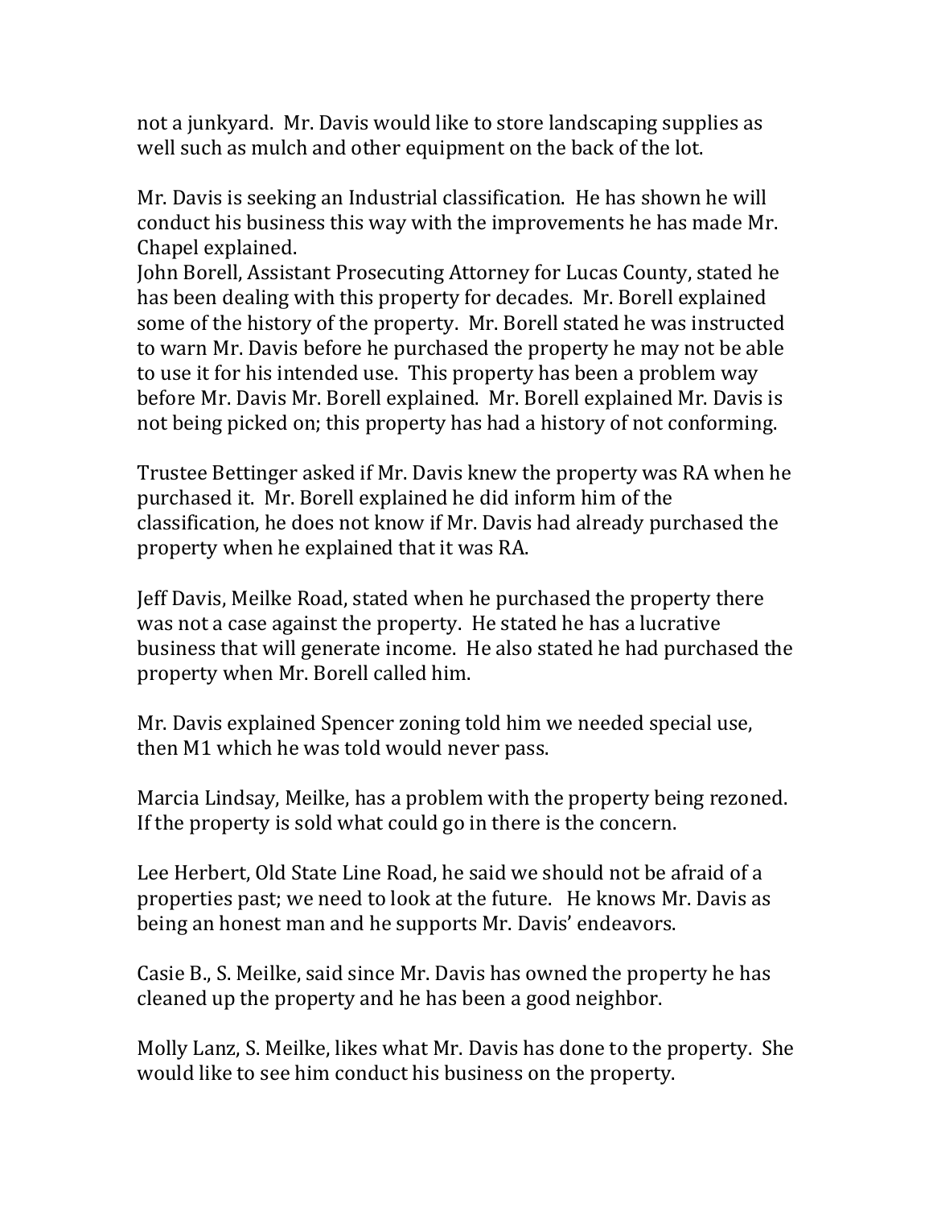not a junkyard. Mr. Davis would like to store landscaping supplies as well such as mulch and other equipment on the back of the lot.

Mr. Davis is seeking an Industrial classification. He has shown he will conduct his business this way with the improvements he has made Mr. Chapel explained.
John Borell, Assistant Prosecuting Attorney for Lucas County, stated he has been dealing with this property for decades. Mr. Borell explained some of the history of the property. Mr. Borell stated he was instructed to warn Mr. Davis before he purchased the property he may not be able to use it for his intended use. This property has been a problem way before Mr. Davis Mr. Borell explained. Mr. Borell explained Mr. Davis is not being picked on; this property has had a history of not conforming.

Trustee Bettinger asked if Mr. Davis knew the property was RA when he purchased it. Mr. Borell explained he did inform him of the classification, he does not know if Mr. Davis had already purchased the property when he explained that it was RA.

Jeff Davis, Meilke Road, stated when he purchased the property there was not a case against the property. He stated he has a lucrative business that will generate income. He also stated he had purchased the property when Mr. Borell called him.

Mr. Davis explained Spencer zoning told him we needed special use, then M1 which he was told would never pass.

Marcia Lindsay, Meilke, has a problem with the property being rezoned. If the property is sold what could go in there is the concern.

Lee Herbert, Old State Line Road, he said we should not be afraid of a properties past; we need to look at the future. He knows Mr. Davis as being an honest man and he supports Mr. Davis' endeavors.

Casie B., S. Meilke, said since Mr. Davis has owned the property he has cleaned up the property and he has been a good neighbor.

Molly Lanz, S. Meilke, likes what Mr. Davis has done to the property. She would like to see him conduct his business on the property.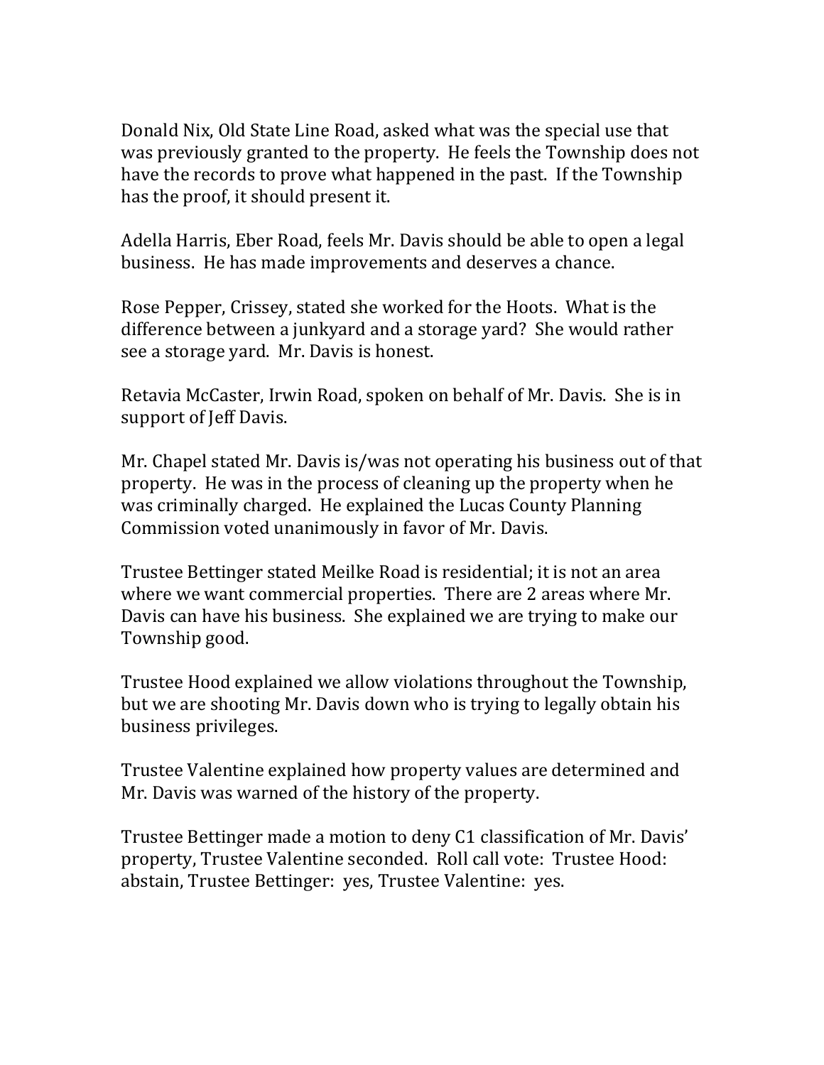Donald Nix, Old State Line Road, asked what was the special use that was previously granted to the property. He feels the Township does not have the records to prove what happened in the past. If the Township has the proof, it should present it.

Adella Harris, Eber Road, feels Mr. Davis should be able to open a legal business. He has made improvements and deserves a chance.

Rose Pepper, Crissey, stated she worked for the Hoots. What is the difference between a junkyard and a storage yard? She would rather see a storage yard. Mr. Davis is honest.

Retavia McCaster, Irwin Road, spoken on behalf of Mr. Davis. She is in support of Jeff Davis.

Mr. Chapel stated Mr. Davis is/was not operating his business out of that property. He was in the process of cleaning up the property when he was criminally charged. He explained the Lucas County Planning Commission voted unanimously in favor of Mr. Davis.

Trustee Bettinger stated Meilke Road is residential; it is not an area where we want commercial properties. There are 2 areas where Mr. Davis can have his business. She explained we are trying to make our Township good.

Trustee Hood explained we allow violations throughout the Township, but we are shooting Mr. Davis down who is trying to legally obtain his business privileges.

Trustee Valentine explained how property values are determined and Mr. Davis was warned of the history of the property.

Trustee Bettinger made a motion to deny C1 classification of Mr. Davis' property, Trustee Valentine seconded. Roll call vote: Trustee Hood: abstain, Trustee Bettinger: yes, Trustee Valentine: yes.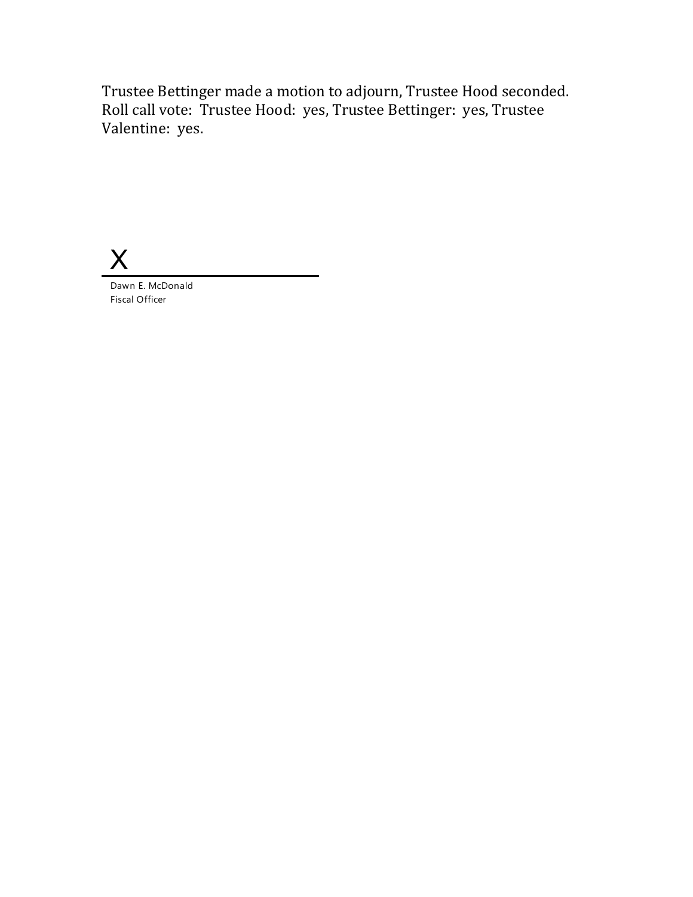Trustee Bettinger made a motion to adjourn, Trustee Hood seconded. Roll call vote: Trustee Hood: yes, Trustee Bettinger: yes, Trustee Valentine: yes.

X

Dawn E. McDonald
Fiscal Officer